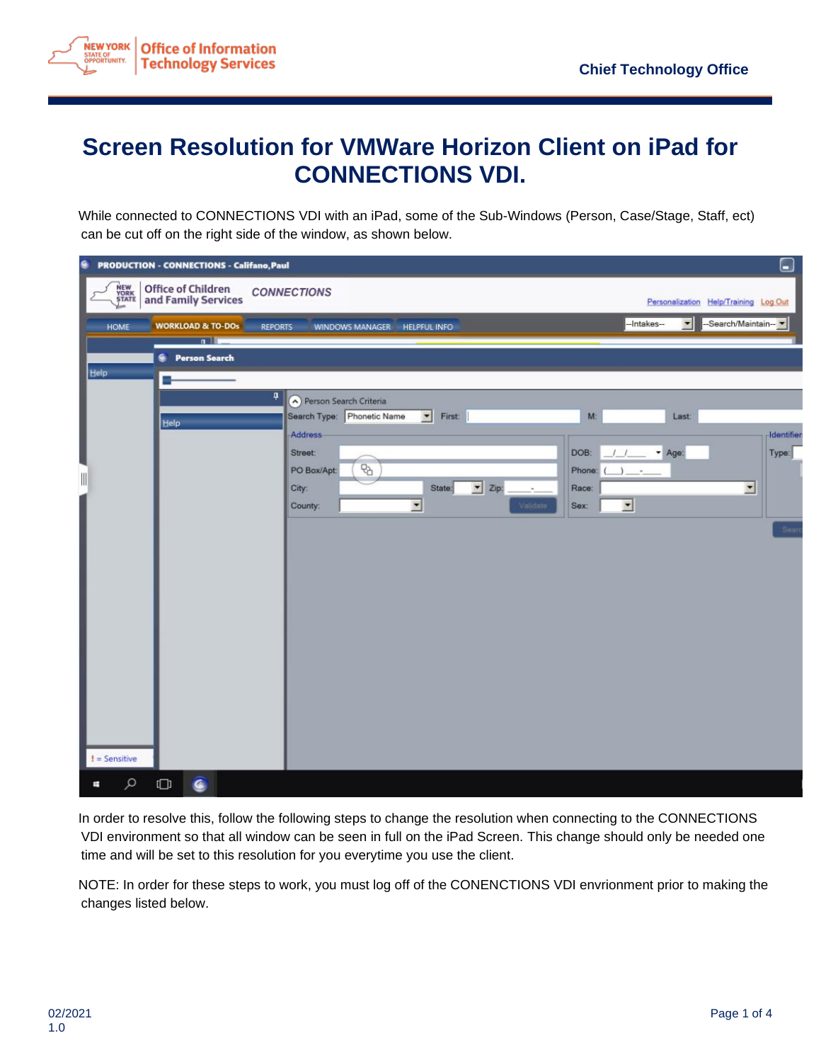# Screen Resolution for VMWare Horizon Client on iPad for CONNECTIONS VDI.

While connected to CONNECTIONS VDI with an iPad, some of the Sub-Windows (Person, Case/Stage, Staff, ect) can be cut off on the right side of the window, as shown below.

In order to resolve this, follow the following steps to change the resolution when connecting to the CONNECTIONS VDI environment so that all window can be seen in full on the iPad Screen. This change should only be needed one time and will be set to this resolution for you everytime you use the client.

NOTE: In order for these steps to work, you must log off of the CONENCTIONS VDI envrionment prior to making the changes listed below.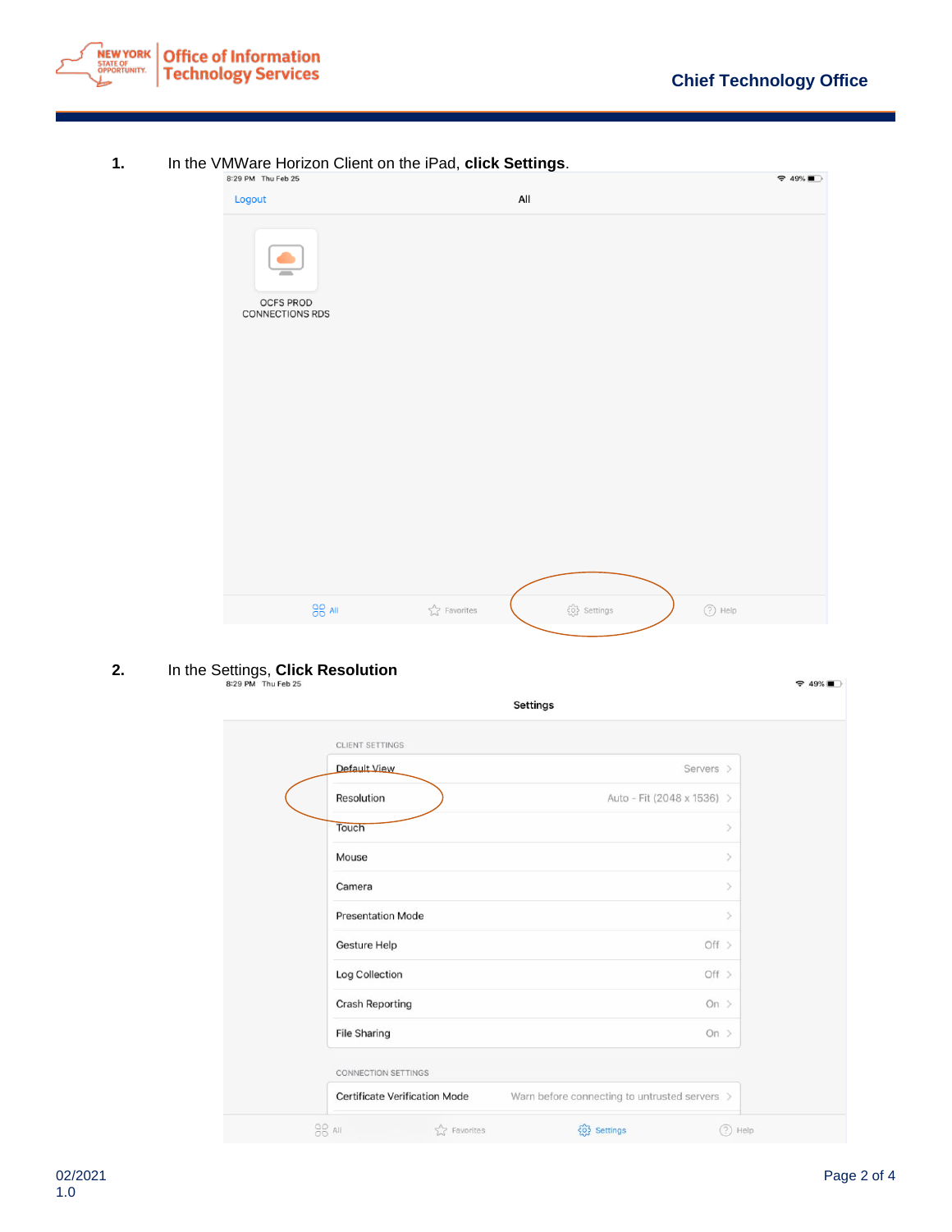1. In the VMWare Horizon Client on the iPad, **click Settings**.

2. In the Settings, **Click Resolution**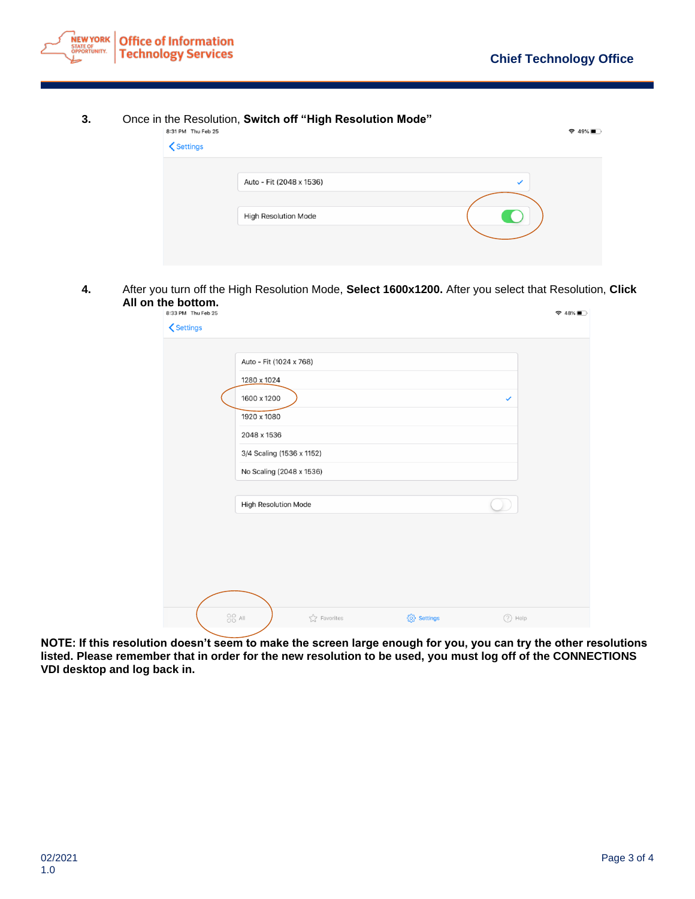3. Once in the Resolution, **Switch off "High Resolution Mode"**

4. After you turn off the High Resolution Mode, **Select 1600x1200.** After you select that Resolution, **Click All on the bottom.**

**NOTE: If this resolution doesn't seem to make the screen large enough for you, you can try the other resolutions listed. Please remember that in order for the new resolution to be used, you must log off of the CONNECTIONS VDI desktop and log back in.**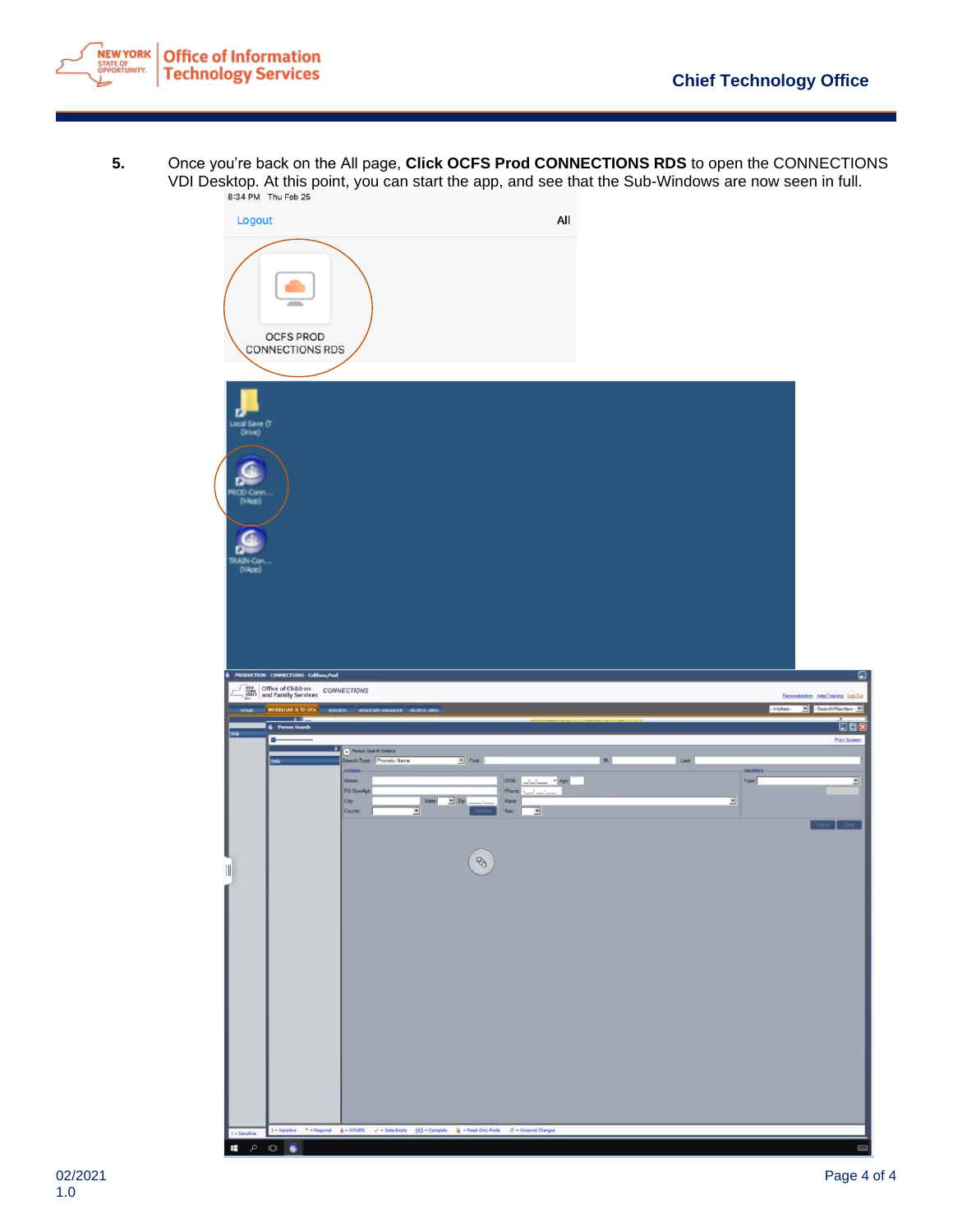5. Once you're back on the All page, **Click OCFS Prod CONNECTIONS RDS** to open the CONNECTIONS VDI Desktop. At this point, you can start the app, and see that the Sub-Windows are now seen in full.